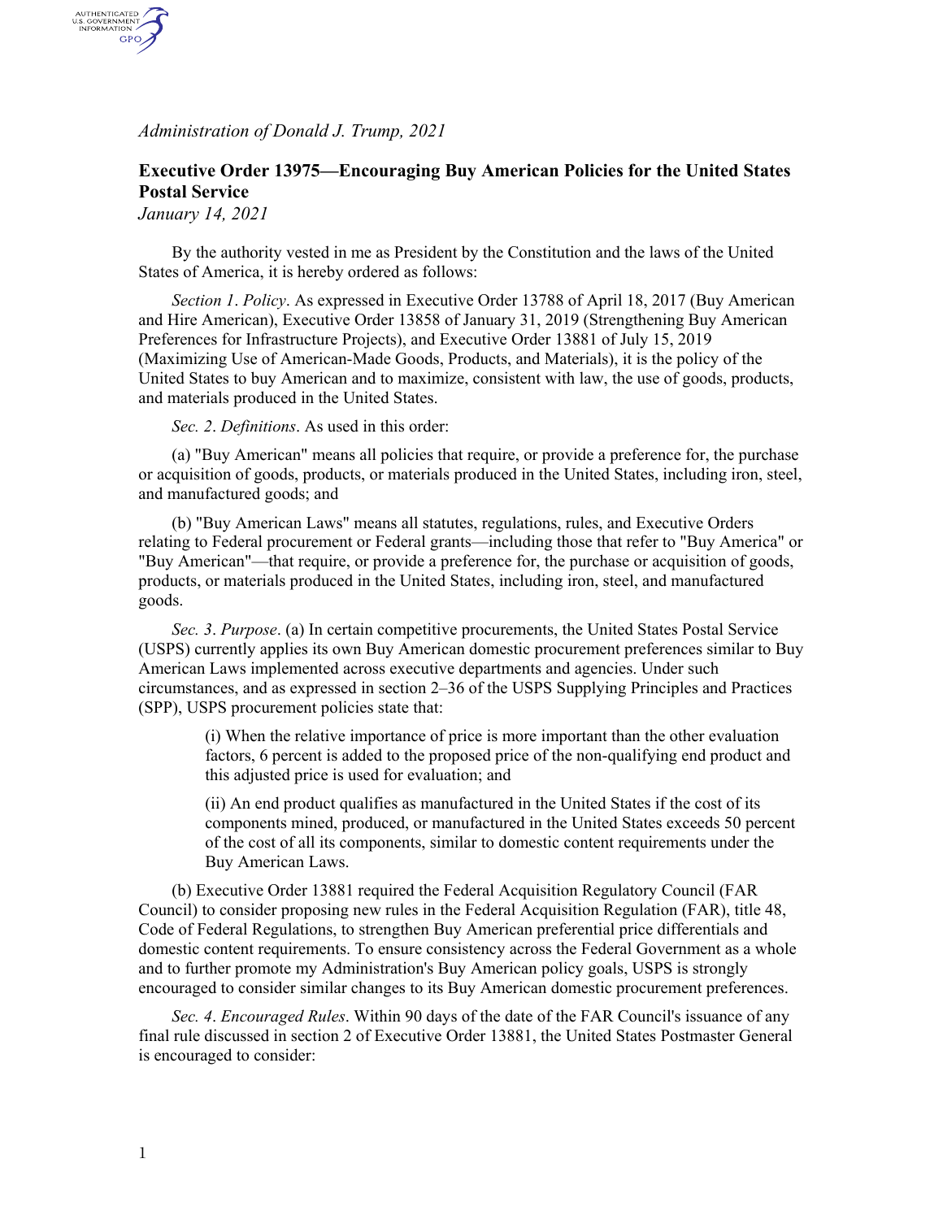*Administration of Donald J. Trump, 2021*

## Executive Order 13975—Encouraging Buy American Policies for the United States Postal Service

*January 14, 2021*

By the authority vested in me as President by the Constitution and the laws of the United States of America, it is hereby ordered as follows:

*Section 1*. *Policy*. As expressed in Executive Order 13788 of April 18, 2017 (Buy American and Hire American), Executive Order 13858 of January 31, 2019 (Strengthening Buy American Preferences for Infrastructure Projects), and Executive Order 13881 of July 15, 2019 (Maximizing Use of American-Made Goods, Products, and Materials), it is the policy of the United States to buy American and to maximize, consistent with law, the use of goods, products, and materials produced in the United States.

*Sec. 2*. *Definitions*. As used in this order:

(a) "Buy American" means all policies that require, or provide a preference for, the purchase or acquisition of goods, products, or materials produced in the United States, including iron, steel, and manufactured goods; and

(b) "Buy American Laws" means all statutes, regulations, rules, and Executive Orders relating to Federal procurement or Federal grants—including those that refer to "Buy America" or "Buy American"—that require, or provide a preference for, the purchase or acquisition of goods, products, or materials produced in the United States, including iron, steel, and manufactured goods.

*Sec. 3*. *Purpose*. (a) In certain competitive procurements, the United States Postal Service (USPS) currently applies its own Buy American domestic procurement preferences similar to Buy American Laws implemented across executive departments and agencies. Under such circumstances, and as expressed in section 2–36 of the USPS Supplying Principles and Practices (SPP), USPS procurement policies state that:

> (i) When the relative importance of price is more important than the other evaluation factors, 6 percent is added to the proposed price of the non-qualifying end product and this adjusted price is used for evaluation; and
>
> (ii) An end product qualifies as manufactured in the United States if the cost of its components mined, produced, or manufactured in the United States exceeds 50 percent of the cost of all its components, similar to domestic content requirements under the Buy American Laws.

(b) Executive Order 13881 required the Federal Acquisition Regulatory Council (FAR Council) to consider proposing new rules in the Federal Acquisition Regulation (FAR), title 48, Code of Federal Regulations, to strengthen Buy American preferential price differentials and domestic content requirements. To ensure consistency across the Federal Government as a whole and to further promote my Administration's Buy American policy goals, USPS is strongly encouraged to consider similar changes to its Buy American domestic procurement preferences.

*Sec. 4*. *Encouraged Rules*. Within 90 days of the date of the FAR Council's issuance of any final rule discussed in section 2 of Executive Order 13881, the United States Postmaster General is encouraged to consider: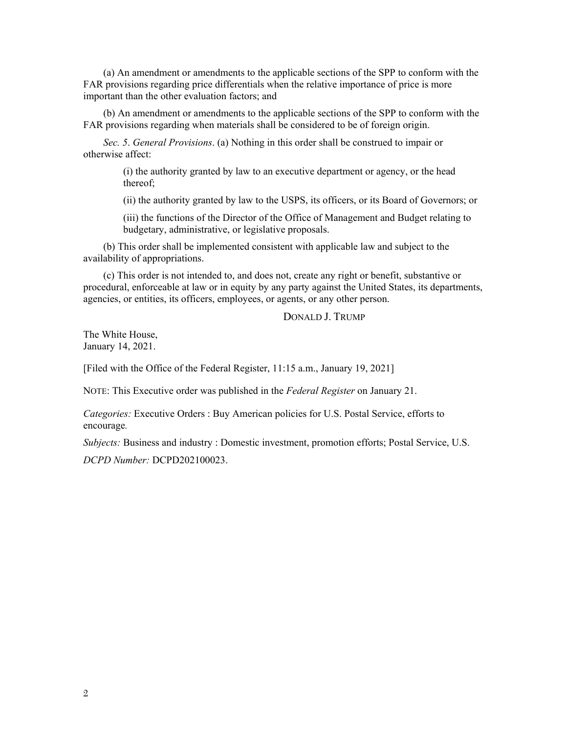(a) An amendment or amendments to the applicable sections of the SPP to conform with the FAR provisions regarding price differentials when the relative importance of price is more important than the other evaluation factors; and

(b) An amendment or amendments to the applicable sections of the SPP to conform with the FAR provisions regarding when materials shall be considered to be of foreign origin.

*Sec. 5*. *General Provisions*. (a) Nothing in this order shall be construed to impair or otherwise affect:

(i) the authority granted by law to an executive department or agency, or the head thereof;

(ii) the authority granted by law to the USPS, its officers, or its Board of Governors; or

(iii) the functions of the Director of the Office of Management and Budget relating to budgetary, administrative, or legislative proposals.

(b) This order shall be implemented consistent with applicable law and subject to the availability of appropriations.

(c) This order is not intended to, and does not, create any right or benefit, substantive or procedural, enforceable at law or in equity by any party against the United States, its departments, agencies, or entities, its officers, employees, or agents, or any other person.

DONALD J. TRUMP

The White House,
January 14, 2021.

[Filed with the Office of the Federal Register, 11:15 a.m., January 19, 2021]

NOTE: This Executive order was published in the *Federal Register* on January 21.

*Categories:* Executive Orders : Buy American policies for U.S. Postal Service, efforts to encourage.

*Subjects:* Business and industry : Domestic investment, promotion efforts; Postal Service, U.S.

*DCPD Number:* DCPD202100023.